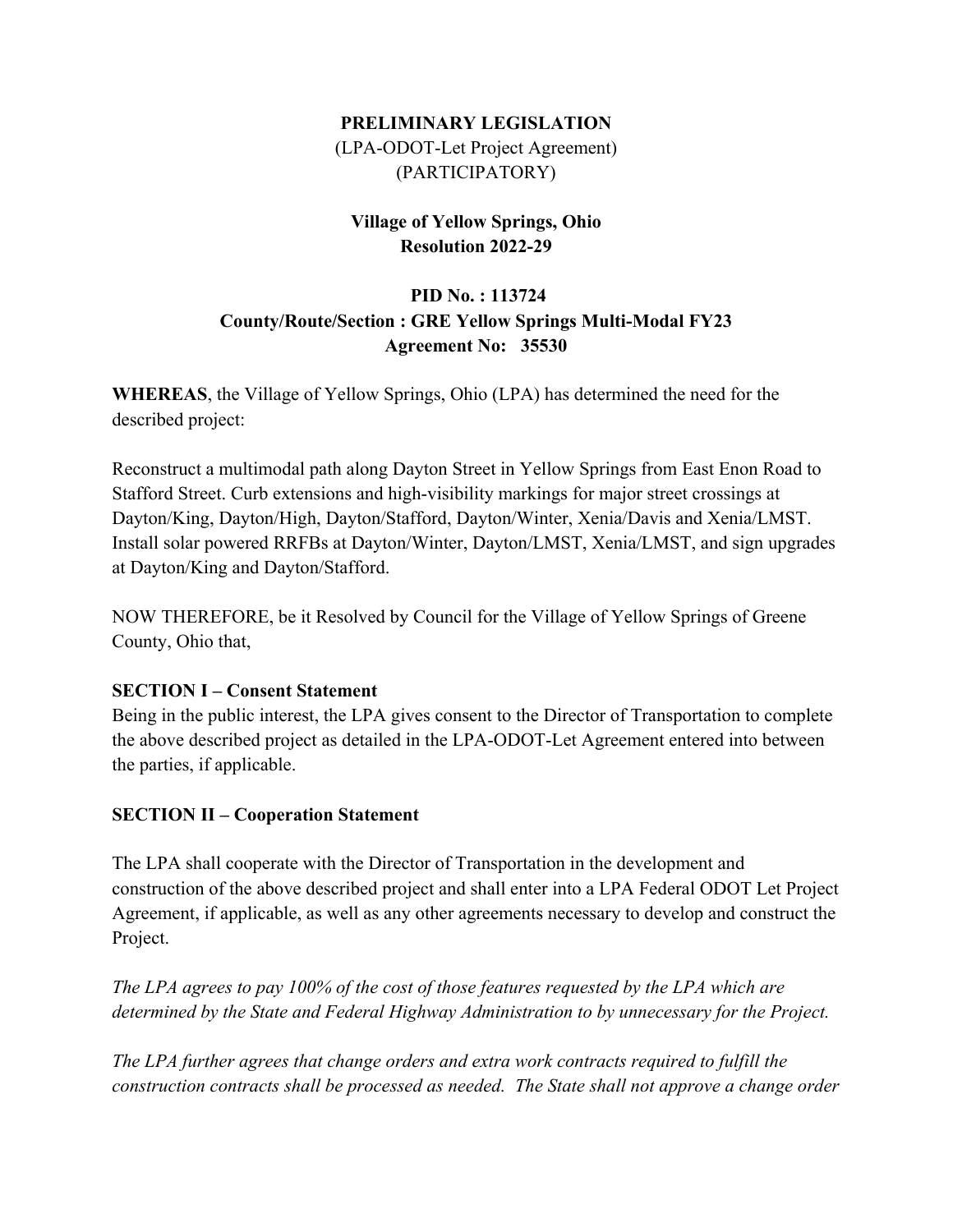**PRELIMINARY LEGISLATION**
(LPA-ODOT-Let Project Agreement)
(PARTICIPATORY)

**Village of Yellow Springs, Ohio**
**Resolution 2022-29**

**PID No. : 113724**
**County/Route/Section : GRE Yellow Springs Multi-Modal FY23**
**Agreement No: 35530**

**WHEREAS**, the Village of Yellow Springs, Ohio (LPA) has determined the need for the described project:

Reconstruct a multimodal path along Dayton Street in Yellow Springs from East Enon Road to Stafford Street. Curb extensions and high-visibility markings for major street crossings at Dayton/King, Dayton/High, Dayton/Stafford, Dayton/Winter, Xenia/Davis and Xenia/LMST. Install solar powered RRFBs at Dayton/Winter, Dayton/LMST, Xenia/LMST, and sign upgrades at Dayton/King and Dayton/Stafford.

NOW THEREFORE, be it Resolved by Council for the Village of Yellow Springs of Greene County, Ohio that,

**SECTION I – Consent Statement**
Being in the public interest, the LPA gives consent to the Director of Transportation to complete the above described project as detailed in the LPA-ODOT-Let Agreement entered into between the parties, if applicable.

**SECTION II – Cooperation Statement**

The LPA shall cooperate with the Director of Transportation in the development and construction of the above described project and shall enter into a LPA Federal ODOT Let Project Agreement, if applicable, as well as any other agreements necessary to develop and construct the Project.

*The LPA agrees to pay 100% of the cost of those features requested by the LPA which are determined by the State and Federal Highway Administration to by unnecessary for the Project.*

*The LPA further agrees that change orders and extra work contracts required to fulfill the construction contracts shall be processed as needed. The State shall not approve a change order*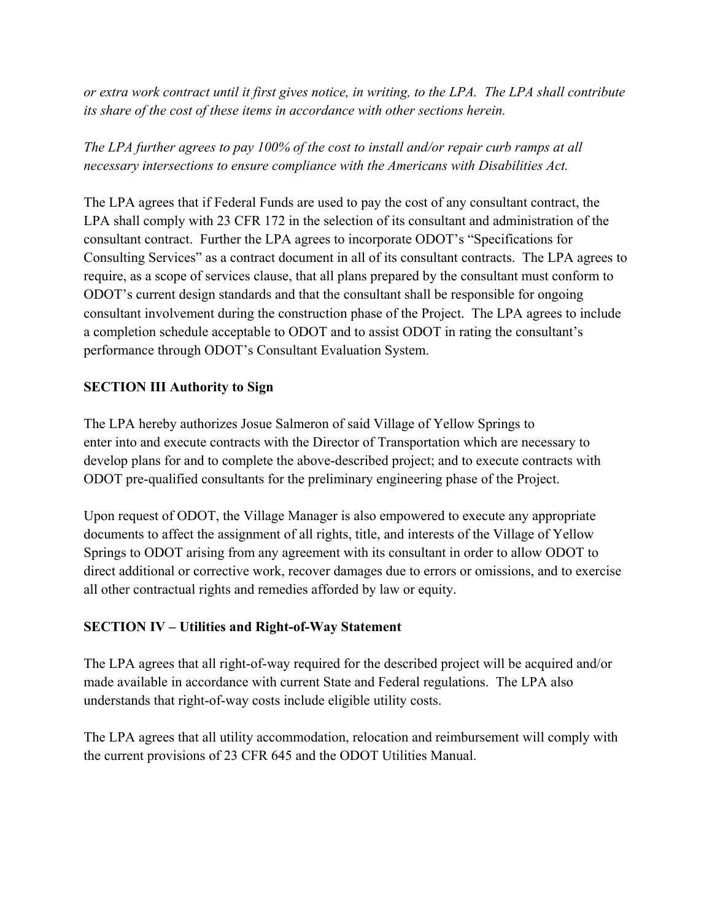*or extra work contract until it first gives notice, in writing, to the LPA. The LPA shall contribute its share of the cost of these items in accordance with other sections herein.*

*The LPA further agrees to pay 100% of the cost to install and/or repair curb ramps at all necessary intersections to ensure compliance with the Americans with Disabilities Act.*

The LPA agrees that if Federal Funds are used to pay the cost of any consultant contract, the LPA shall comply with 23 CFR 172 in the selection of its consultant and administration of the consultant contract. Further the LPA agrees to incorporate ODOT's "Specifications for Consulting Services" as a contract document in all of its consultant contracts. The LPA agrees to require, as a scope of services clause, that all plans prepared by the consultant must conform to ODOT's current design standards and that the consultant shall be responsible for ongoing consultant involvement during the construction phase of the Project. The LPA agrees to include a completion schedule acceptable to ODOT and to assist ODOT in rating the consultant's performance through ODOT's Consultant Evaluation System.

**SECTION III Authority to Sign**

The LPA hereby authorizes Josue Salmeron of said Village of Yellow Springs to enter into and execute contracts with the Director of Transportation which are necessary to develop plans for and to complete the above-described project; and to execute contracts with ODOT pre-qualified consultants for the preliminary engineering phase of the Project.

Upon request of ODOT, the Village Manager is also empowered to execute any appropriate documents to affect the assignment of all rights, title, and interests of the Village of Yellow Springs to ODOT arising from any agreement with its consultant in order to allow ODOT to direct additional or corrective work, recover damages due to errors or omissions, and to exercise all other contractual rights and remedies afforded by law or equity.

**SECTION IV – Utilities and Right-of-Way Statement**

The LPA agrees that all right-of-way required for the described project will be acquired and/or made available in accordance with current State and Federal regulations. The LPA also understands that right-of-way costs include eligible utility costs.

The LPA agrees that all utility accommodation, relocation and reimbursement will comply with the current provisions of 23 CFR 645 and the ODOT Utilities Manual.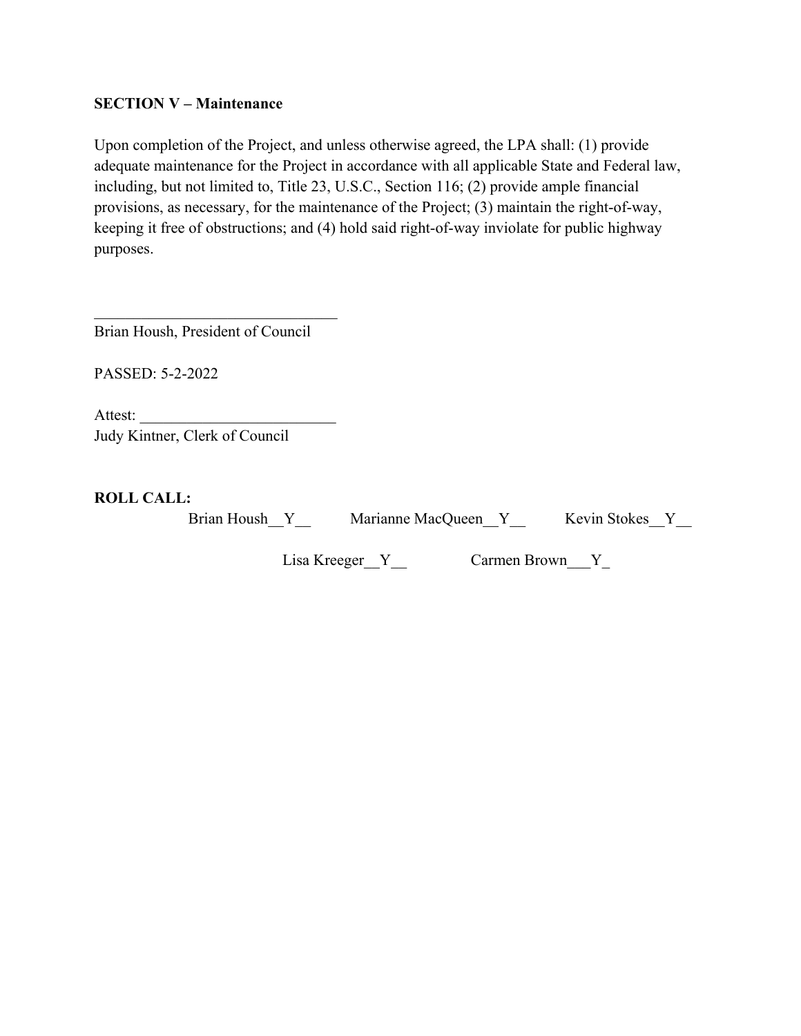**SECTION V – Maintenance**

Upon completion of the Project, and unless otherwise agreed, the LPA shall: (1) provide adequate maintenance for the Project in accordance with all applicable State and Federal law, including, but not limited to, Title 23, U.S.C., Section 116; (2) provide ample financial provisions, as necessary, for the maintenance of the Project; (3) maintain the right-of-way, keeping it free of obstructions; and (4) hold said right-of-way inviolate for public highway purposes.

_______________________________
Brian Housh, President of Council

PASSED: 5-2-2022

Attest: _________________________
Judy Kintner, Clerk of Council

**ROLL CALL:**

Brian Housh__Y__ Marianne MacQueen__Y__ Kevin Stokes__Y__

Lisa Kreeger__Y__ Carmen Brown___Y_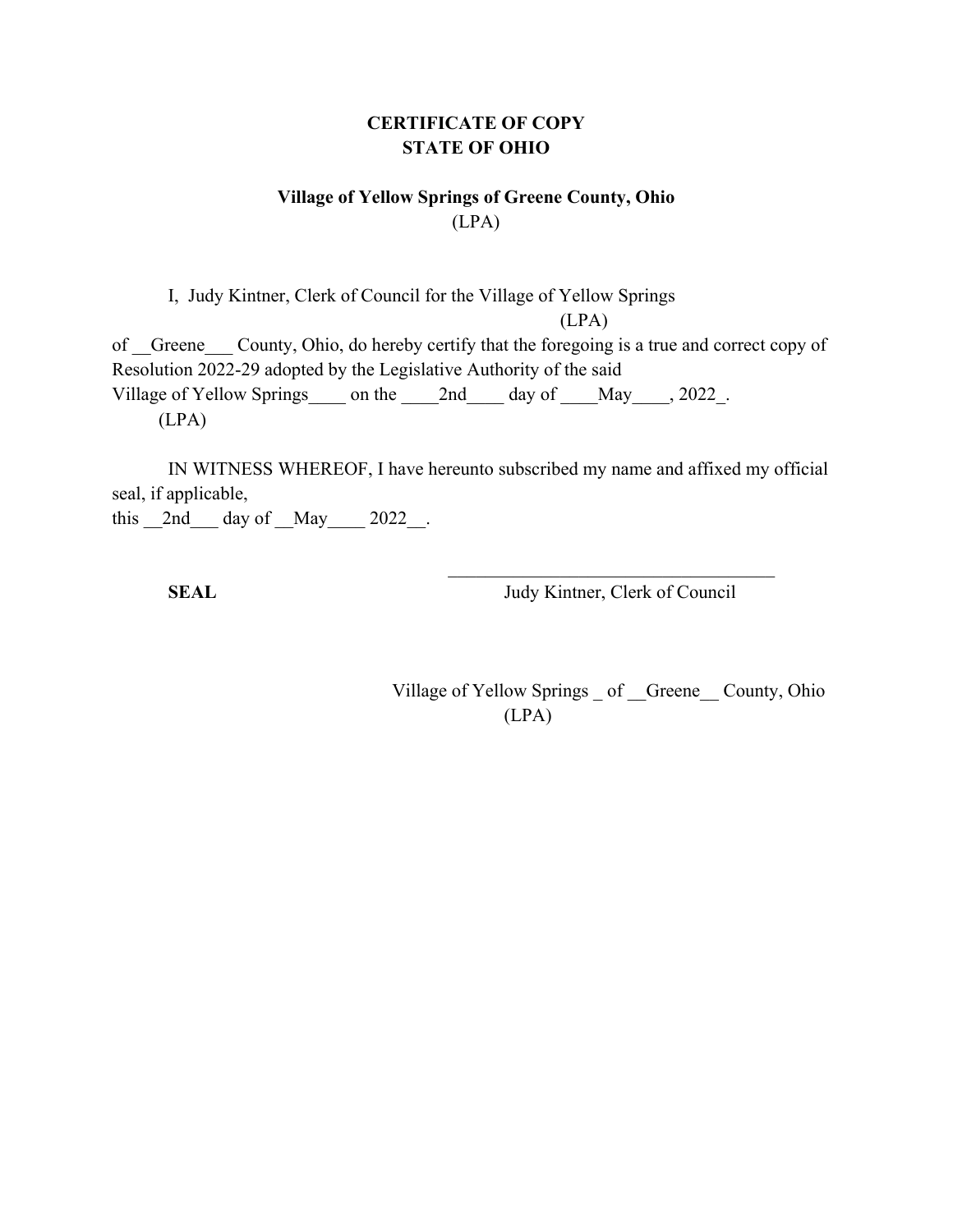**CERTIFICATE OF COPY**
**STATE OF OHIO**

**Village of Yellow Springs of Greene County, Ohio**
(LPA)

I, Judy Kintner, Clerk of Council for the Village of Yellow Springs
(LPA)
of __Greene___ County, Ohio, do hereby certify that the foregoing is a true and correct copy of Resolution 2022-29 adopted by the Legislative Authority of the said Village of Yellow Springs____ on the ____2nd____ day of ____May____, 2022_.
(LPA)

IN WITNESS WHEREOF, I have hereunto subscribed my name and affixed my official seal, if applicable,
this __2nd___ day of __May____ 2022__.

**SEAL**

_____________________________________
Judy Kintner, Clerk of Council

Village of Yellow Springs _ of __Greene__ County, Ohio
(LPA)